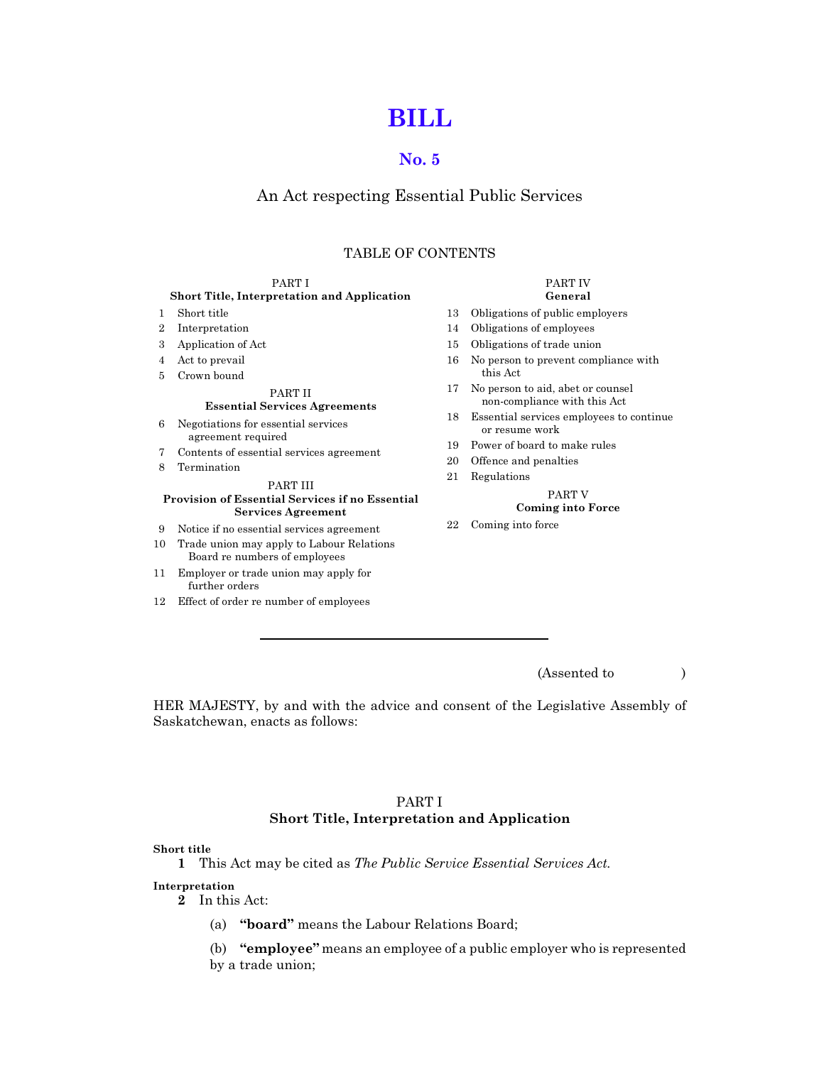# BILL

## No. 5

An Act respecting Essential Public Services

TABLE OF CONTENTS

PART I
**Short Title, Interpretation and Application**

1 Short title
2 Interpretation
3 Application of Act
4 Act to prevail
5 Crown bound

PART II
**Essential Services Agreements**

6 Negotiations for essential services agreement required
7 Contents of essential services agreement
8 Termination

PART III
**Provision of Essential Services if no Essential Services Agreement**

9 Notice if no essential services agreement
10 Trade union may apply to Labour Relations Board re numbers of employees
11 Employer or trade union may apply for further orders
12 Effect of order re number of employees

PART IV
**General**

13 Obligations of public employers
14 Obligations of employees
15 Obligations of trade union
16 No person to prevent compliance with this Act
17 No person to aid, abet or counsel non-compliance with this Act
18 Essential services employees to continue or resume work
19 Power of board to make rules
20 Offence and penalties
21 Regulations

PART V
**Coming into Force**

22 Coming into force

---

(Assented to )

HER MAJESTY, by and with the advice and consent of the Legislative Assembly of Saskatchewan, enacts as follows:

## PART I
## Short Title, Interpretation and Application

**Short title**

**1** This Act may be cited as *The Public Service Essential Services Act*.

**Interpretation**

**2** In this Act:

(a) **"board"** means the Labour Relations Board;

(b) **"employee"** means an employee of a public employer who is represented by a trade union;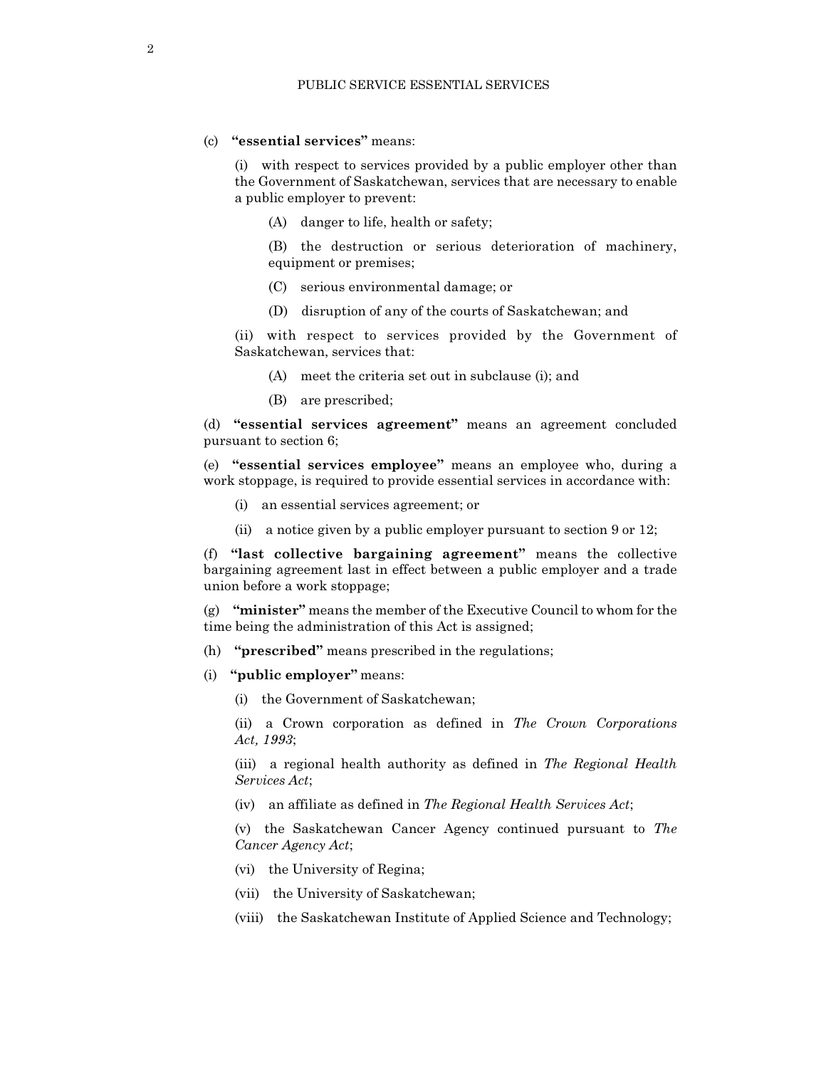(c) **"essential services"** means:

(i) with respect to services provided by a public employer other than the Government of Saskatchewan, services that are necessary to enable a public employer to prevent:

(A) danger to life, health or safety;

(B) the destruction or serious deterioration of machinery, equipment or premises;

(C) serious environmental damage; or

(D) disruption of any of the courts of Saskatchewan; and

(ii) with respect to services provided by the Government of Saskatchewan, services that:

(A) meet the criteria set out in subclause (i); and

(B) are prescribed;

(d) **"essential services agreement"** means an agreement concluded pursuant to section 6;

(e) **"essential services employee"** means an employee who, during a work stoppage, is required to provide essential services in accordance with:

(i) an essential services agreement; or

(ii) a notice given by a public employer pursuant to section 9 or 12;

(f) **"last collective bargaining agreement"** means the collective bargaining agreement last in effect between a public employer and a trade union before a work stoppage;

(g) **"minister"** means the member of the Executive Council to whom for the time being the administration of this Act is assigned;

(h) **"prescribed"** means prescribed in the regulations;

(i) **"public employer"** means:

(i) the Government of Saskatchewan;

(ii) a Crown corporation as defined in *The Crown Corporations Act, 1993*;

(iii) a regional health authority as defined in *The Regional Health Services Act*;

(iv) an affiliate as defined in *The Regional Health Services Act*;

(v) the Saskatchewan Cancer Agency continued pursuant to *The Cancer Agency Act*;

(vi) the University of Regina;

(vii) the University of Saskatchewan;

(viii) the Saskatchewan Institute of Applied Science and Technology;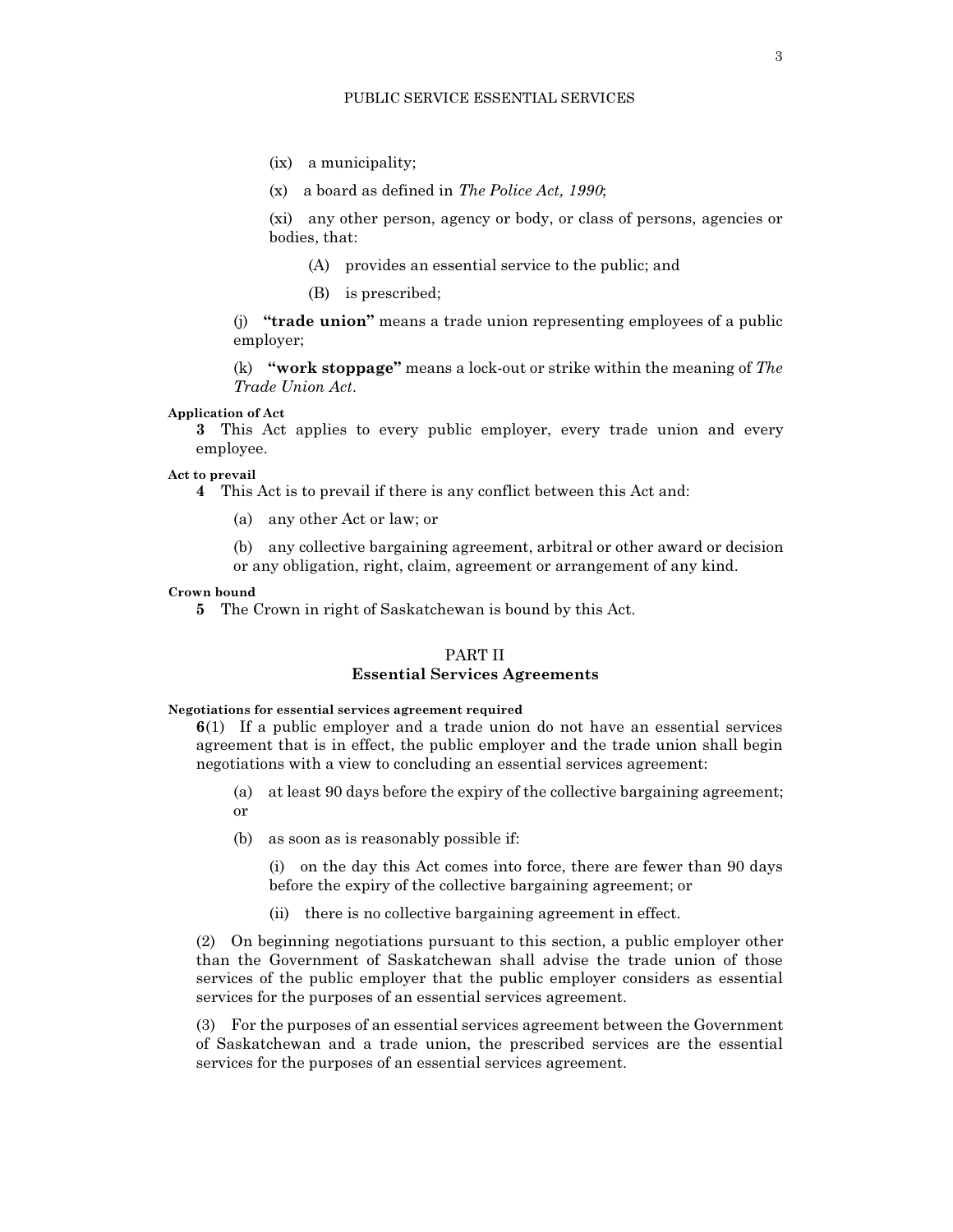(ix) a municipality;

(x) a board as defined in *The Police Act, 1990*;

(xi) any other person, agency or body, or class of persons, agencies or bodies, that:

(A) provides an essential service to the public; and

(B) is prescribed;

(j) **"trade union"** means a trade union representing employees of a public employer;

(k) **"work stoppage"** means a lock-out or strike within the meaning of *The Trade Union Act*.

**Application of Act**

**3** This Act applies to every public employer, every trade union and every employee.

**Act to prevail**

**4** This Act is to prevail if there is any conflict between this Act and:

(a) any other Act or law; or

(b) any collective bargaining agreement, arbitral or other award or decision or any obligation, right, claim, agreement or arrangement of any kind.

**Crown bound**

**5** The Crown in right of Saskatchewan is bound by this Act.

## PART II
## Essential Services Agreements

**Negotiations for essential services agreement required**

**6**(1) If a public employer and a trade union do not have an essential services agreement that is in effect, the public employer and the trade union shall begin negotiations with a view to concluding an essential services agreement:

(a) at least 90 days before the expiry of the collective bargaining agreement; or

(b) as soon as is reasonably possible if:

(i) on the day this Act comes into force, there are fewer than 90 days before the expiry of the collective bargaining agreement; or

(ii) there is no collective bargaining agreement in effect.

(2) On beginning negotiations pursuant to this section, a public employer other than the Government of Saskatchewan shall advise the trade union of those services of the public employer that the public employer considers as essential services for the purposes of an essential services agreement.

(3) For the purposes of an essential services agreement between the Government of Saskatchewan and a trade union, the prescribed services are the essential services for the purposes of an essential services agreement.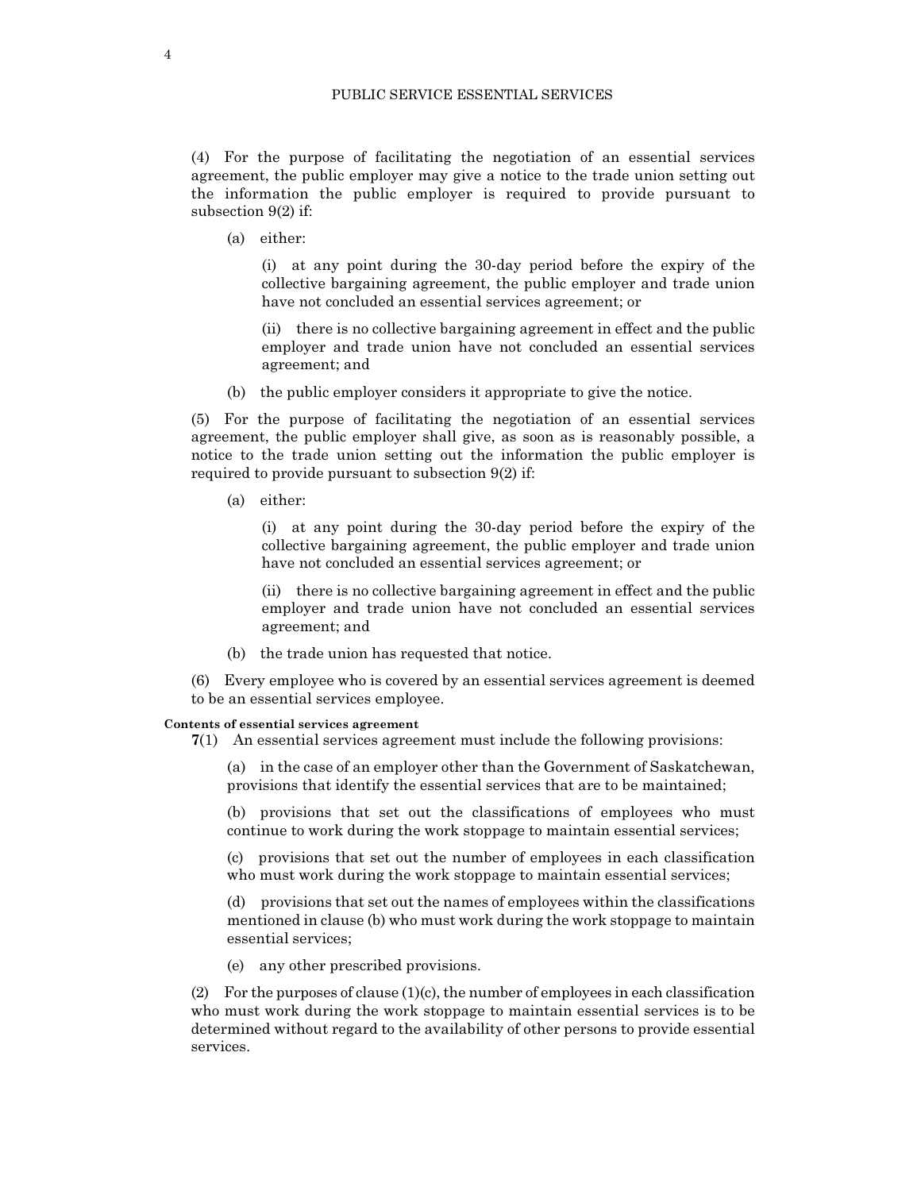(4) For the purpose of facilitating the negotiation of an essential services agreement, the public employer may give a notice to the trade union setting out the information the public employer is required to provide pursuant to subsection 9(2) if:

(a) either:

(i) at any point during the 30-day period before the expiry of the collective bargaining agreement, the public employer and trade union have not concluded an essential services agreement; or

(ii) there is no collective bargaining agreement in effect and the public employer and trade union have not concluded an essential services agreement; and

(b) the public employer considers it appropriate to give the notice.

(5) For the purpose of facilitating the negotiation of an essential services agreement, the public employer shall give, as soon as is reasonably possible, a notice to the trade union setting out the information the public employer is required to provide pursuant to subsection 9(2) if:

(a) either:

(i) at any point during the 30-day period before the expiry of the collective bargaining agreement, the public employer and trade union have not concluded an essential services agreement; or

(ii) there is no collective bargaining agreement in effect and the public employer and trade union have not concluded an essential services agreement; and

(b) the trade union has requested that notice.

(6) Every employee who is covered by an essential services agreement is deemed to be an essential services employee.

**Contents of essential services agreement**

**7**(1) An essential services agreement must include the following provisions:

(a) in the case of an employer other than the Government of Saskatchewan, provisions that identify the essential services that are to be maintained;

(b) provisions that set out the classifications of employees who must continue to work during the work stoppage to maintain essential services;

(c) provisions that set out the number of employees in each classification who must work during the work stoppage to maintain essential services;

(d) provisions that set out the names of employees within the classifications mentioned in clause (b) who must work during the work stoppage to maintain essential services;

(e) any other prescribed provisions.

(2) For the purposes of clause (1)(c), the number of employees in each classification who must work during the work stoppage to maintain essential services is to be determined without regard to the availability of other persons to provide essential services.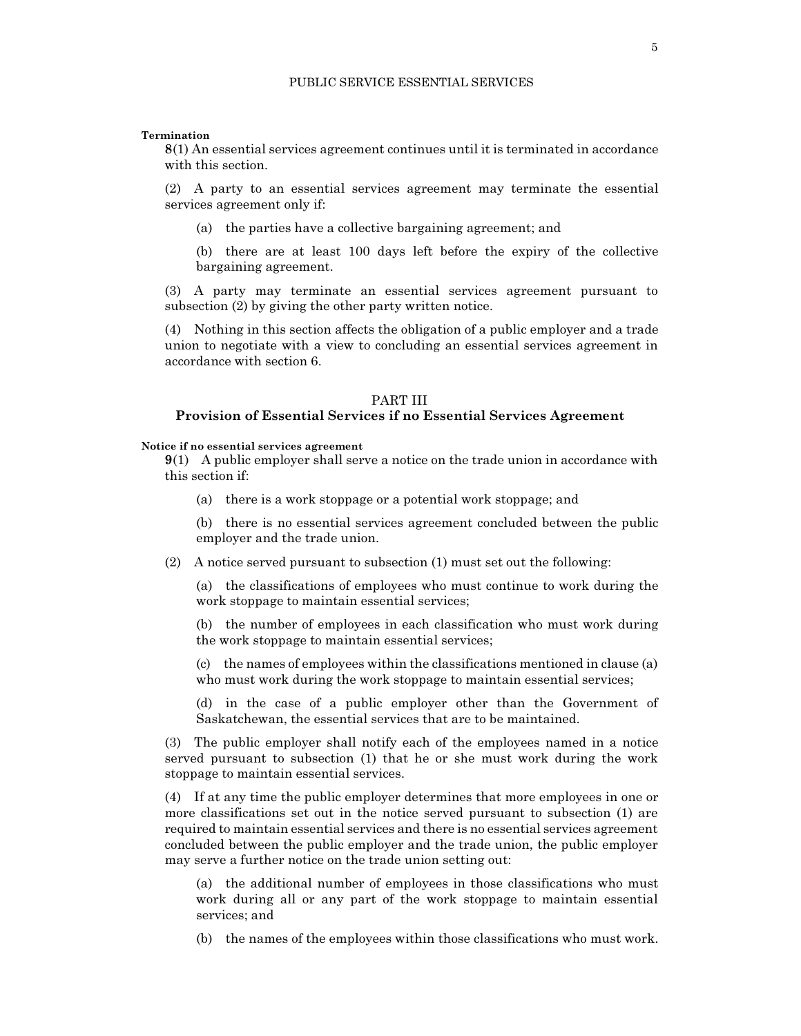**Termination**

**8**(1) An essential services agreement continues until it is terminated in accordance with this section.

(2) A party to an essential services agreement may terminate the essential services agreement only if:

(a) the parties have a collective bargaining agreement; and

(b) there are at least 100 days left before the expiry of the collective bargaining agreement.

(3) A party may terminate an essential services agreement pursuant to subsection (2) by giving the other party written notice.

(4) Nothing in this section affects the obligation of a public employer and a trade union to negotiate with a view to concluding an essential services agreement in accordance with section 6.

## PART III
## Provision of Essential Services if no Essential Services Agreement

**Notice if no essential services agreement**

**9**(1) A public employer shall serve a notice on the trade union in accordance with this section if:

(a) there is a work stoppage or a potential work stoppage; and

(b) there is no essential services agreement concluded between the public employer and the trade union.

(2) A notice served pursuant to subsection (1) must set out the following:

(a) the classifications of employees who must continue to work during the work stoppage to maintain essential services;

(b) the number of employees in each classification who must work during the work stoppage to maintain essential services;

(c) the names of employees within the classifications mentioned in clause (a) who must work during the work stoppage to maintain essential services;

(d) in the case of a public employer other than the Government of Saskatchewan, the essential services that are to be maintained.

(3) The public employer shall notify each of the employees named in a notice served pursuant to subsection (1) that he or she must work during the work stoppage to maintain essential services.

(4) If at any time the public employer determines that more employees in one or more classifications set out in the notice served pursuant to subsection (1) are required to maintain essential services and there is no essential services agreement concluded between the public employer and the trade union, the public employer may serve a further notice on the trade union setting out:

(a) the additional number of employees in those classifications who must work during all or any part of the work stoppage to maintain essential services; and

(b) the names of the employees within those classifications who must work.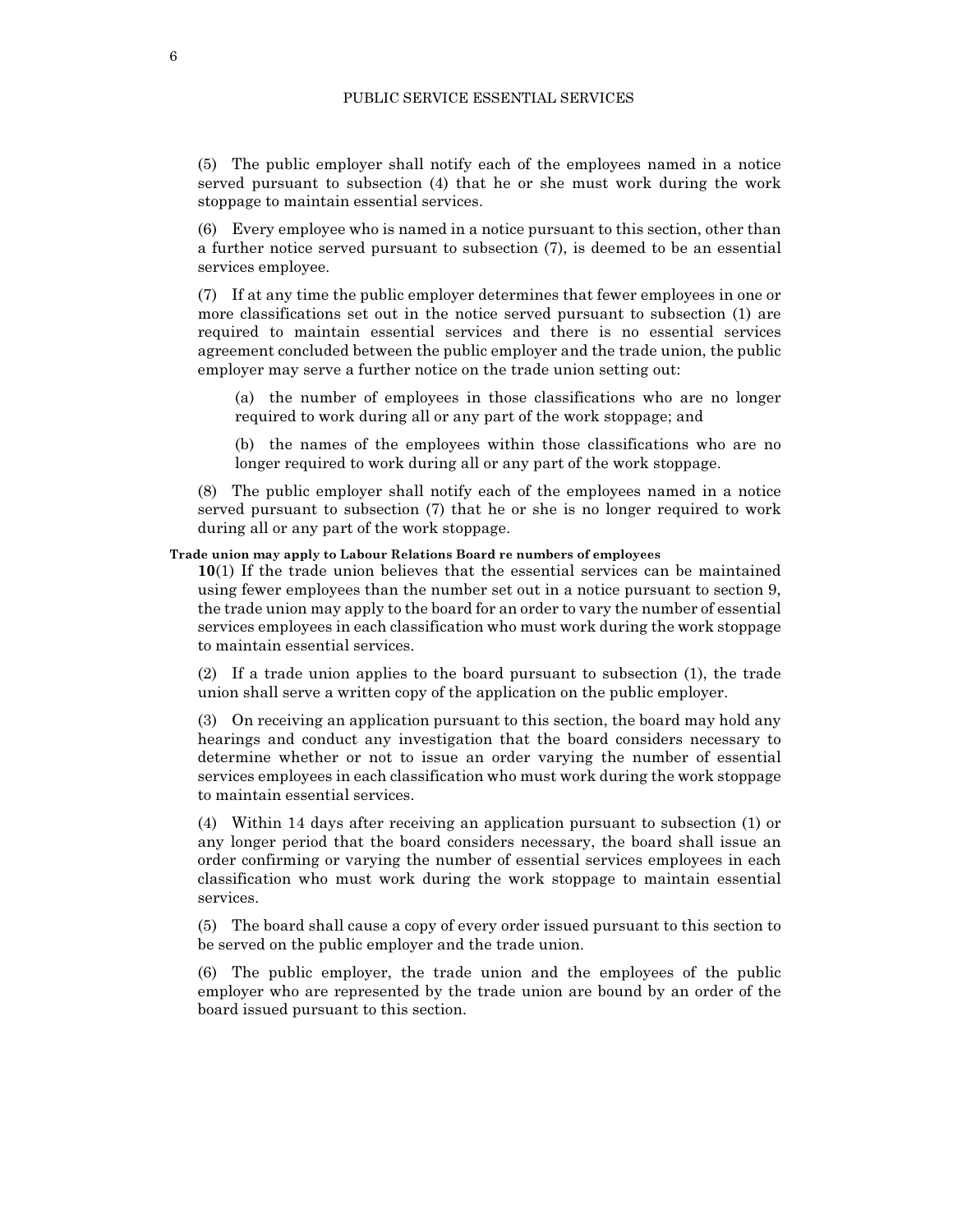(5) The public employer shall notify each of the employees named in a notice served pursuant to subsection (4) that he or she must work during the work stoppage to maintain essential services.

(6) Every employee who is named in a notice pursuant to this section, other than a further notice served pursuant to subsection (7), is deemed to be an essential services employee.

(7) If at any time the public employer determines that fewer employees in one or more classifications set out in the notice served pursuant to subsection (1) are required to maintain essential services and there is no essential services agreement concluded between the public employer and the trade union, the public employer may serve a further notice on the trade union setting out:

(a) the number of employees in those classifications who are no longer required to work during all or any part of the work stoppage; and

(b) the names of the employees within those classifications who are no longer required to work during all or any part of the work stoppage.

(8) The public employer shall notify each of the employees named in a notice served pursuant to subsection (7) that he or she is no longer required to work during all or any part of the work stoppage.

**Trade union may apply to Labour Relations Board re numbers of employees**

**10**(1) If the trade union believes that the essential services can be maintained using fewer employees than the number set out in a notice pursuant to section 9, the trade union may apply to the board for an order to vary the number of essential services employees in each classification who must work during the work stoppage to maintain essential services.

(2) If a trade union applies to the board pursuant to subsection (1), the trade union shall serve a written copy of the application on the public employer.

(3) On receiving an application pursuant to this section, the board may hold any hearings and conduct any investigation that the board considers necessary to determine whether or not to issue an order varying the number of essential services employees in each classification who must work during the work stoppage to maintain essential services.

(4) Within 14 days after receiving an application pursuant to subsection (1) or any longer period that the board considers necessary, the board shall issue an order confirming or varying the number of essential services employees in each classification who must work during the work stoppage to maintain essential services.

(5) The board shall cause a copy of every order issued pursuant to this section to be served on the public employer and the trade union.

(6) The public employer, the trade union and the employees of the public employer who are represented by the trade union are bound by an order of the board issued pursuant to this section.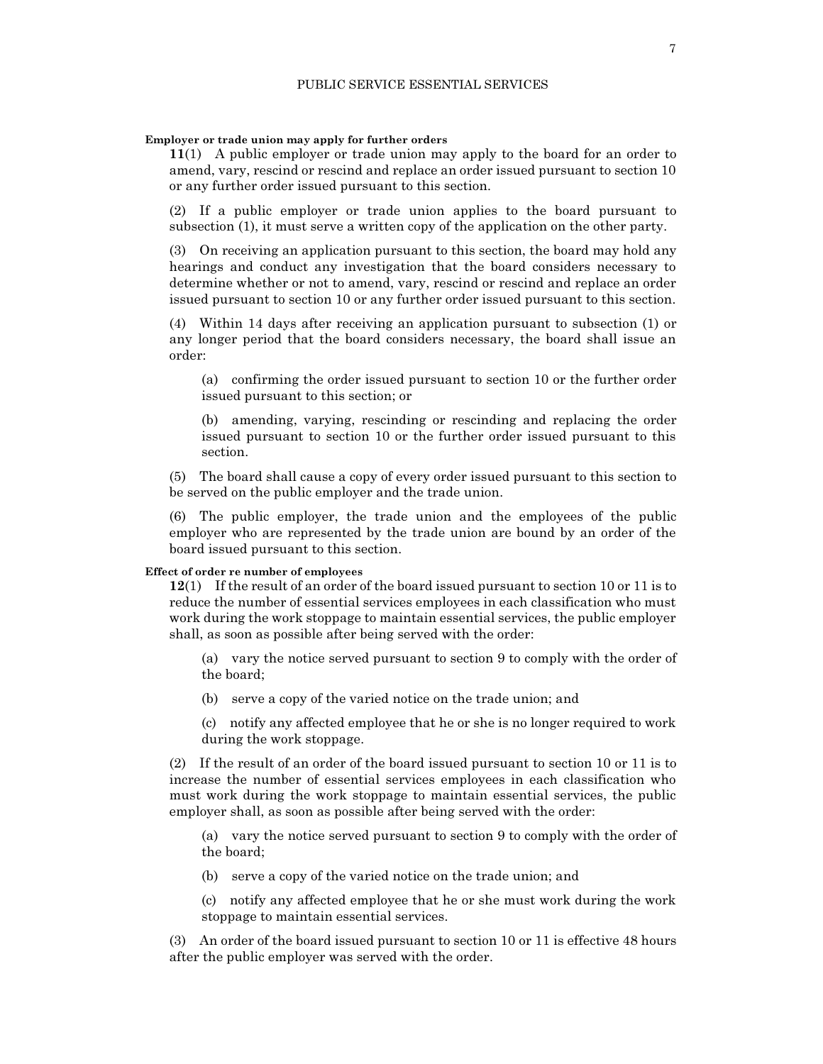**Employer or trade union may apply for further orders**

**11**(1) A public employer or trade union may apply to the board for an order to amend, vary, rescind or rescind and replace an order issued pursuant to section 10 or any further order issued pursuant to this section.

(2) If a public employer or trade union applies to the board pursuant to subsection (1), it must serve a written copy of the application on the other party.

(3) On receiving an application pursuant to this section, the board may hold any hearings and conduct any investigation that the board considers necessary to determine whether or not to amend, vary, rescind or rescind and replace an order issued pursuant to section 10 or any further order issued pursuant to this section.

(4) Within 14 days after receiving an application pursuant to subsection (1) or any longer period that the board considers necessary, the board shall issue an order:

(a) confirming the order issued pursuant to section 10 or the further order issued pursuant to this section; or

(b) amending, varying, rescinding or rescinding and replacing the order issued pursuant to section 10 or the further order issued pursuant to this section.

(5) The board shall cause a copy of every order issued pursuant to this section to be served on the public employer and the trade union.

(6) The public employer, the trade union and the employees of the public employer who are represented by the trade union are bound by an order of the board issued pursuant to this section.

**Effect of order re number of employees**

**12**(1) If the result of an order of the board issued pursuant to section 10 or 11 is to reduce the number of essential services employees in each classification who must work during the work stoppage to maintain essential services, the public employer shall, as soon as possible after being served with the order:

(a) vary the notice served pursuant to section 9 to comply with the order of the board;

(b) serve a copy of the varied notice on the trade union; and

(c) notify any affected employee that he or she is no longer required to work during the work stoppage.

(2) If the result of an order of the board issued pursuant to section 10 or 11 is to increase the number of essential services employees in each classification who must work during the work stoppage to maintain essential services, the public employer shall, as soon as possible after being served with the order:

(a) vary the notice served pursuant to section 9 to comply with the order of the board;

(b) serve a copy of the varied notice on the trade union; and

(c) notify any affected employee that he or she must work during the work stoppage to maintain essential services.

(3) An order of the board issued pursuant to section 10 or 11 is effective 48 hours after the public employer was served with the order.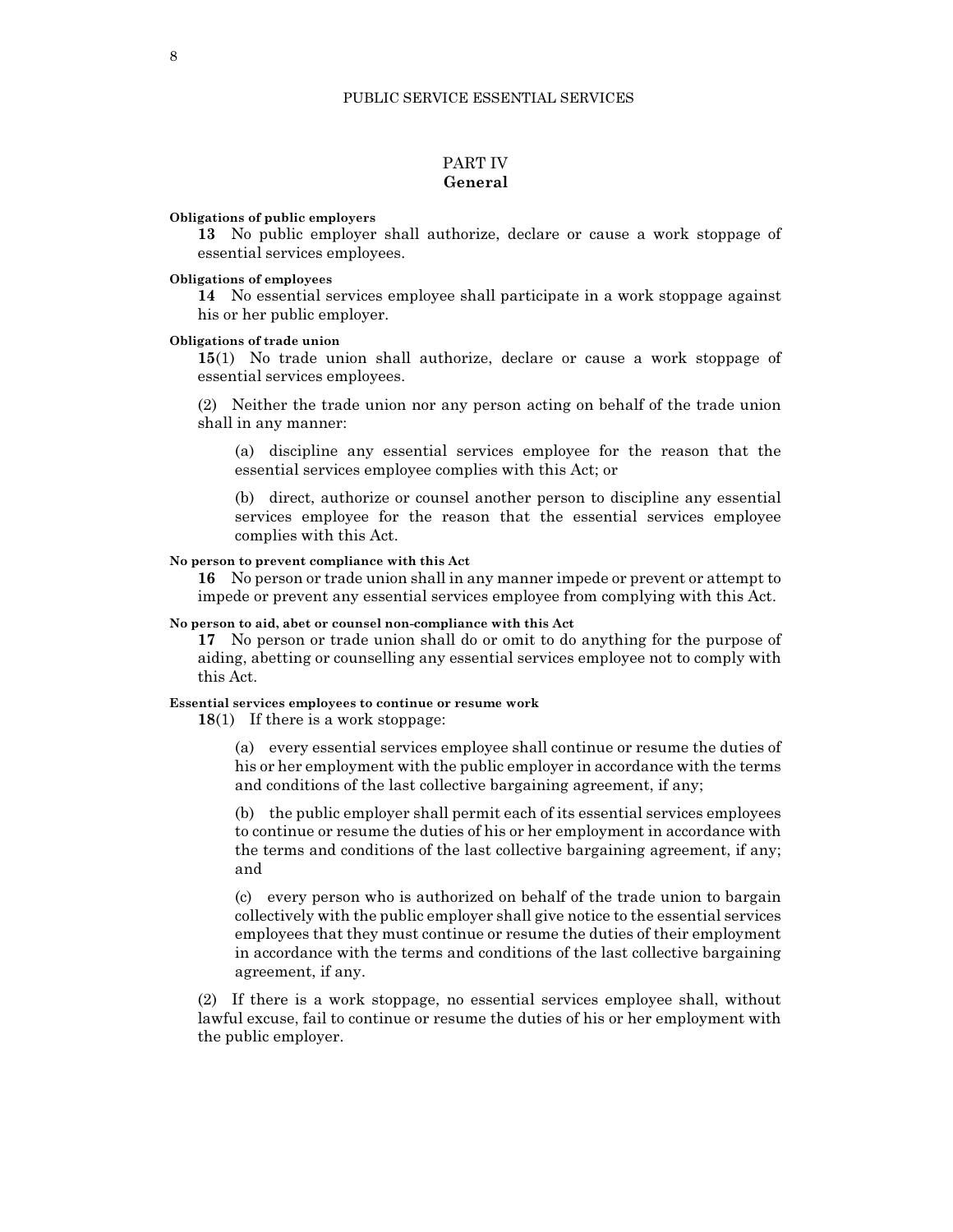## PART IV
## General

**Obligations of public employers**

**13** No public employer shall authorize, declare or cause a work stoppage of essential services employees.

**Obligations of employees**

**14** No essential services employee shall participate in a work stoppage against his or her public employer.

**Obligations of trade union**

**15**(1) No trade union shall authorize, declare or cause a work stoppage of essential services employees.

(2) Neither the trade union nor any person acting on behalf of the trade union shall in any manner:

(a) discipline any essential services employee for the reason that the essential services employee complies with this Act; or

(b) direct, authorize or counsel another person to discipline any essential services employee for the reason that the essential services employee complies with this Act.

**No person to prevent compliance with this Act**

**16** No person or trade union shall in any manner impede or prevent or attempt to impede or prevent any essential services employee from complying with this Act.

**No person to aid, abet or counsel non-compliance with this Act**

**17** No person or trade union shall do or omit to do anything for the purpose of aiding, abetting or counselling any essential services employee not to comply with this Act.

**Essential services employees to continue or resume work**

**18**(1) If there is a work stoppage:

(a) every essential services employee shall continue or resume the duties of his or her employment with the public employer in accordance with the terms and conditions of the last collective bargaining agreement, if any;

(b) the public employer shall permit each of its essential services employees to continue or resume the duties of his or her employment in accordance with the terms and conditions of the last collective bargaining agreement, if any; and

(c) every person who is authorized on behalf of the trade union to bargain collectively with the public employer shall give notice to the essential services employees that they must continue or resume the duties of their employment in accordance with the terms and conditions of the last collective bargaining agreement, if any.

(2) If there is a work stoppage, no essential services employee shall, without lawful excuse, fail to continue or resume the duties of his or her employment with the public employer.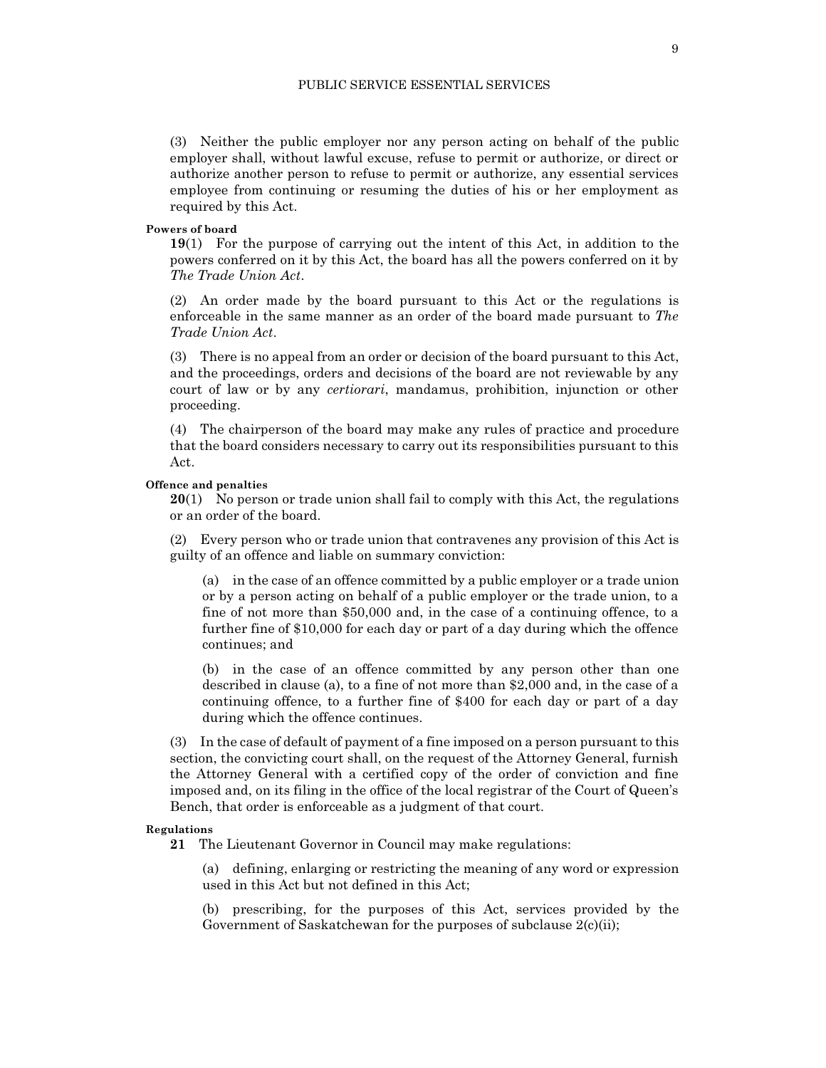(3) Neither the public employer nor any person acting on behalf of the public employer shall, without lawful excuse, refuse to permit or authorize, or direct or authorize another person to refuse to permit or authorize, any essential services employee from continuing or resuming the duties of his or her employment as required by this Act.

**Powers of board**

**19**(1) For the purpose of carrying out the intent of this Act, in addition to the powers conferred on it by this Act, the board has all the powers conferred on it by *The Trade Union Act*.

(2) An order made by the board pursuant to this Act or the regulations is enforceable in the same manner as an order of the board made pursuant to *The Trade Union Act*.

(3) There is no appeal from an order or decision of the board pursuant to this Act, and the proceedings, orders and decisions of the board are not reviewable by any court of law or by any *certiorari*, mandamus, prohibition, injunction or other proceeding.

(4) The chairperson of the board may make any rules of practice and procedure that the board considers necessary to carry out its responsibilities pursuant to this Act.

**Offence and penalties**

**20**(1) No person or trade union shall fail to comply with this Act, the regulations or an order of the board.

(2) Every person who or trade union that contravenes any provision of this Act is guilty of an offence and liable on summary conviction:

(a) in the case of an offence committed by a public employer or a trade union or by a person acting on behalf of a public employer or the trade union, to a fine of not more than $50,000 and, in the case of a continuing offence, to a further fine of $10,000 for each day or part of a day during which the offence continues; and

(b) in the case of an offence committed by any person other than one described in clause (a), to a fine of not more than $2,000 and, in the case of a continuing offence, to a further fine of $400 for each day or part of a day during which the offence continues.

(3) In the case of default of payment of a fine imposed on a person pursuant to this section, the convicting court shall, on the request of the Attorney General, furnish the Attorney General with a certified copy of the order of conviction and fine imposed and, on its filing in the office of the local registrar of the Court of Queen's Bench, that order is enforceable as a judgment of that court.

**Regulations**

**21** The Lieutenant Governor in Council may make regulations:

(a) defining, enlarging or restricting the meaning of any word or expression used in this Act but not defined in this Act;

(b) prescribing, for the purposes of this Act, services provided by the Government of Saskatchewan for the purposes of subclause 2(c)(ii);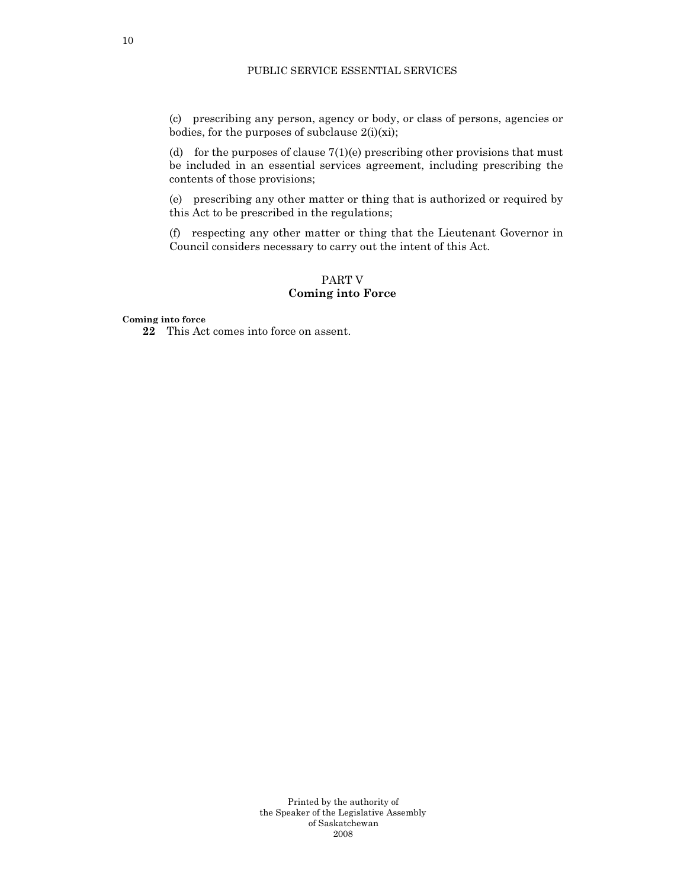(c) prescribing any person, agency or body, or class of persons, agencies or bodies, for the purposes of subclause 2(i)(xi);

(d) for the purposes of clause 7(1)(e) prescribing other provisions that must be included in an essential services agreement, including prescribing the contents of those provisions;

(e) prescribing any other matter or thing that is authorized or required by this Act to be prescribed in the regulations;

(f) respecting any other matter or thing that the Lieutenant Governor in Council considers necessary to carry out the intent of this Act.

## PART V
## Coming into Force

**Coming into force**

**22** This Act comes into force on assent.

Printed by the authority of
the Speaker of the Legislative Assembly
of Saskatchewan
2008